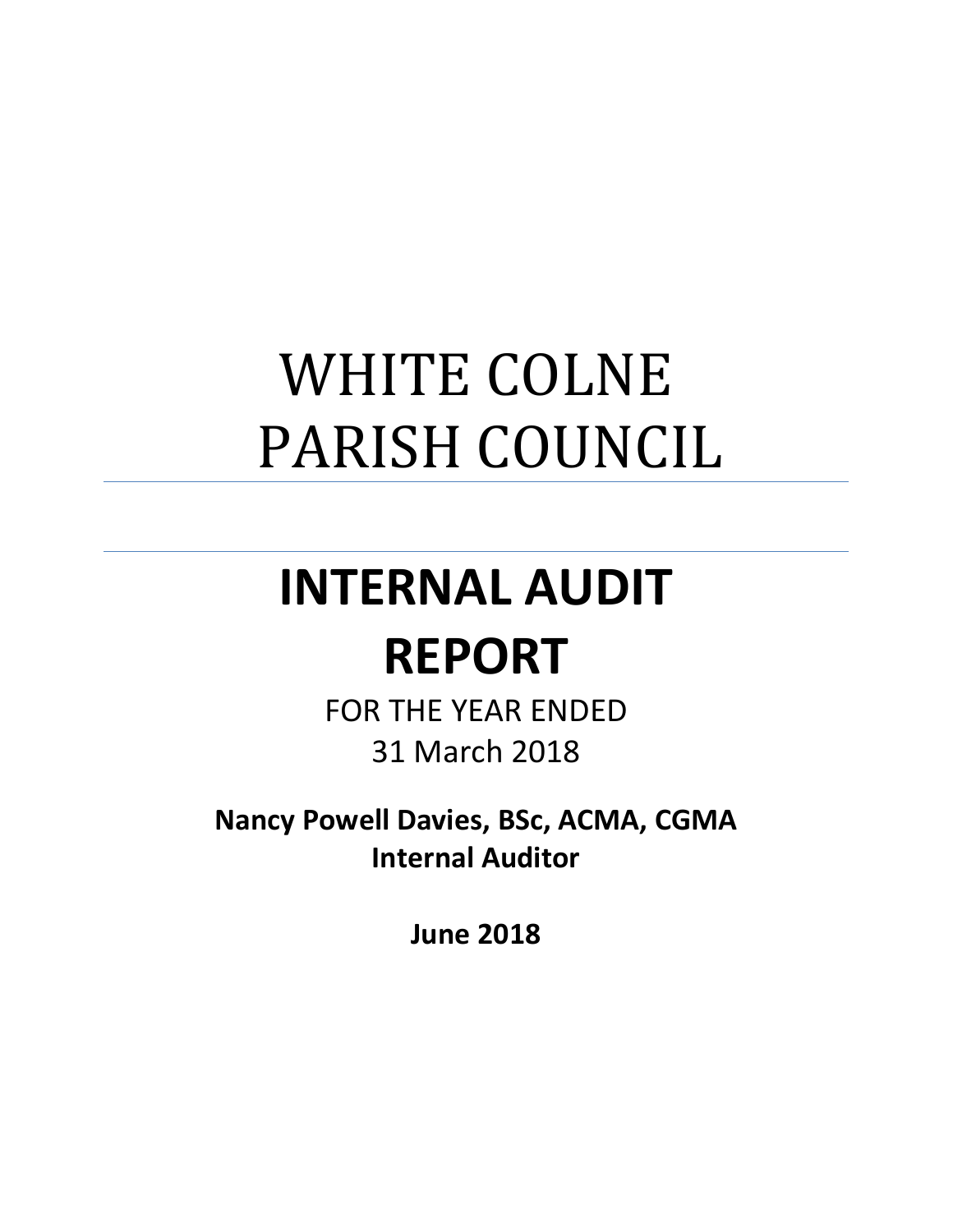# WHITE COLNE PARISH COUNCIL

# INTERNAL AUDIT REPORT

FOR THE YEAR ENDED
31 March 2018

**Nancy Powell Davies, BSc, ACMA, CGMA**
**Internal Auditor**

**June 2018**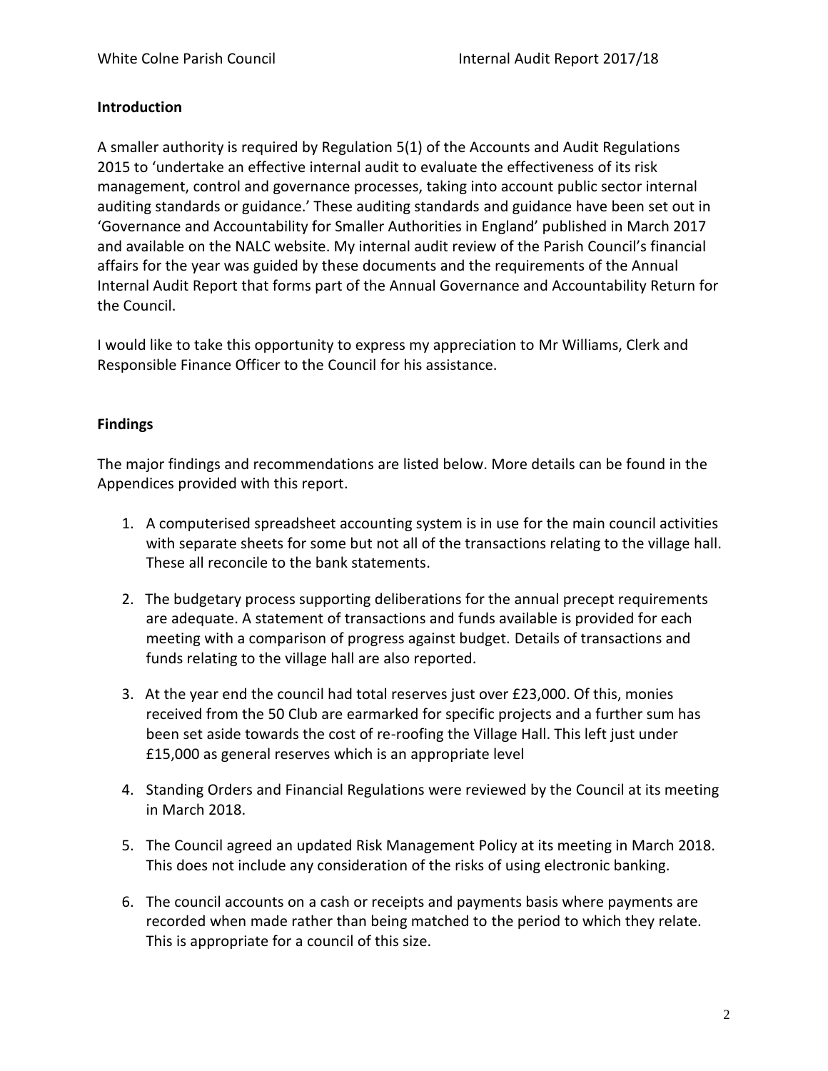## Introduction

A smaller authority is required by Regulation 5(1) of the Accounts and Audit Regulations 2015 to 'undertake an effective internal audit to evaluate the effectiveness of its risk management, control and governance processes, taking into account public sector internal auditing standards or guidance.' These auditing standards and guidance have been set out in 'Governance and Accountability for Smaller Authorities in England' published in March 2017 and available on the NALC website. My internal audit review of the Parish Council's financial affairs for the year was guided by these documents and the requirements of the Annual Internal Audit Report that forms part of the Annual Governance and Accountability Return for the Council.

I would like to take this opportunity to express my appreciation to Mr Williams, Clerk and Responsible Finance Officer to the Council for his assistance.

## Findings

The major findings and recommendations are listed below. More details can be found in the Appendices provided with this report.

1. A computerised spreadsheet accounting system is in use for the main council activities with separate sheets for some but not all of the transactions relating to the village hall. These all reconcile to the bank statements.

2. The budgetary process supporting deliberations for the annual precept requirements are adequate. A statement of transactions and funds available is provided for each meeting with a comparison of progress against budget. Details of transactions and funds relating to the village hall are also reported.

3. At the year end the council had total reserves just over £23,000. Of this, monies received from the 50 Club are earmarked for specific projects and a further sum has been set aside towards the cost of re-roofing the Village Hall. This left just under £15,000 as general reserves which is an appropriate level

4. Standing Orders and Financial Regulations were reviewed by the Council at its meeting in March 2018.

5. The Council agreed an updated Risk Management Policy at its meeting in March 2018. This does not include any consideration of the risks of using electronic banking.

6. The council accounts on a cash or receipts and payments basis where payments are recorded when made rather than being matched to the period to which they relate. This is appropriate for a council of this size.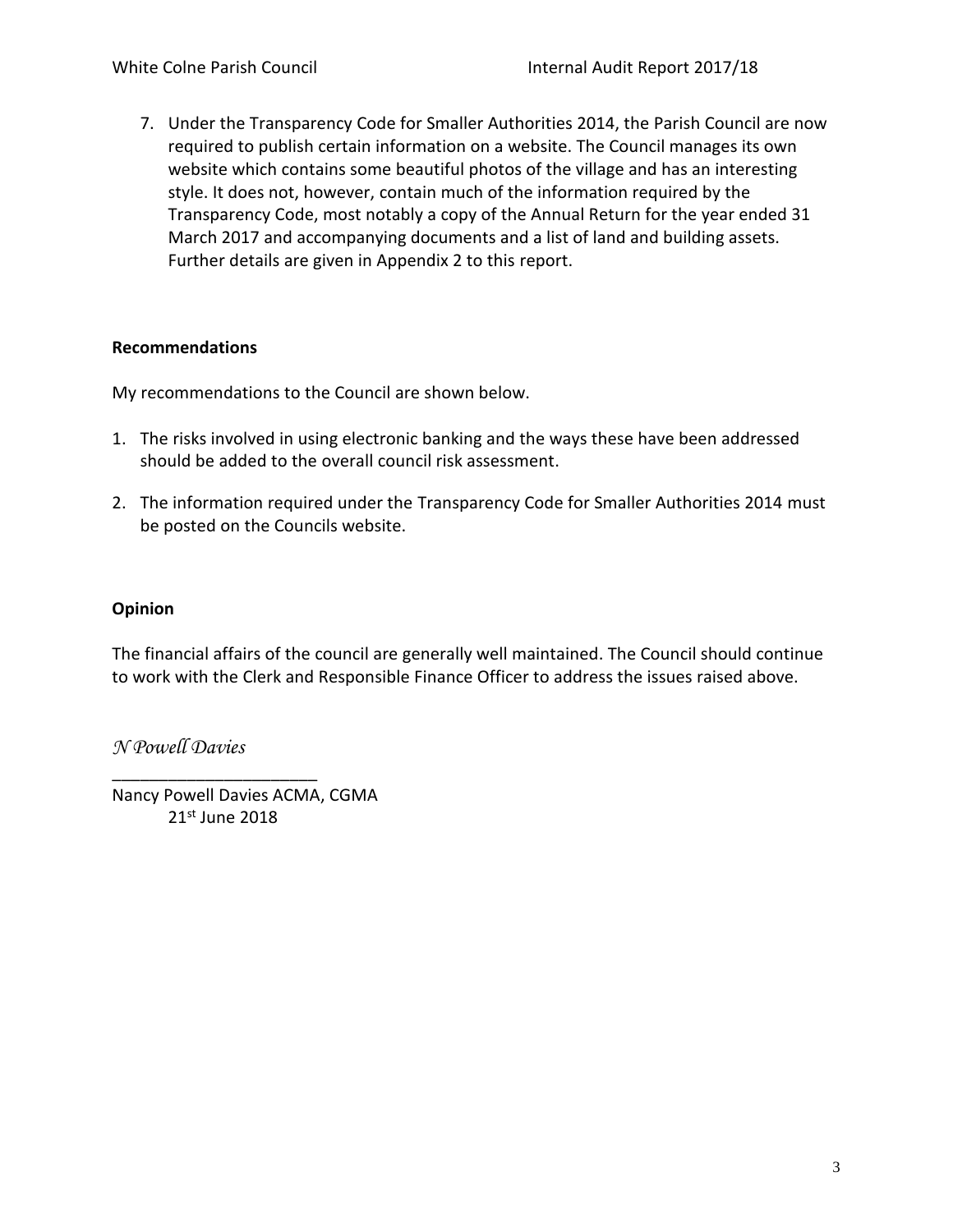7. Under the Transparency Code for Smaller Authorities 2014, the Parish Council are now required to publish certain information on a website. The Council manages its own website which contains some beautiful photos of the village and has an interesting style. It does not, however, contain much of the information required by the Transparency Code, most notably a copy of the Annual Return for the year ended 31 March 2017 and accompanying documents and a list of land and building assets. Further details are given in Appendix 2 to this report.

**Recommendations**

My recommendations to the Council are shown below.

1. The risks involved in using electronic banking and the ways these have been addressed should be added to the overall council risk assessment.
2. The information required under the Transparency Code for Smaller Authorities 2014 must be posted on the Councils website.

**Opinion**

The financial affairs of the council are generally well maintained. The Council should continue to work with the Clerk and Responsible Finance Officer to address the issues raised above.

*N Powell Davies*

______________________

Nancy Powell Davies ACMA, CGMA

21st June 2018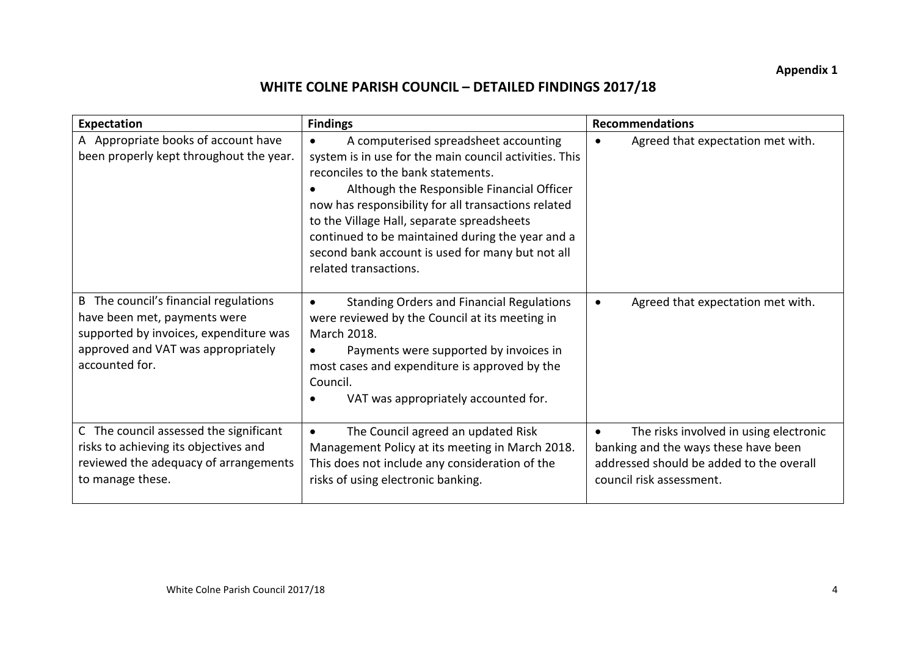**Appendix 1**

# WHITE COLNE PARISH COUNCIL – DETAILED FINDINGS 2017/18

| Expectation | Findings | Recommendations |
|---|---|---|
| A Appropriate books of account have been properly kept throughout the year. | • A computerised spreadsheet accounting system is in use for the main council activities. This reconciles to the bank statements.<br>• Although the Responsible Financial Officer now has responsibility for all transactions related to the Village Hall, separate spreadsheets continued to be maintained during the year and a second bank account is used for many but not all related transactions. | • Agreed that expectation met with. |
| B The council's financial regulations have been met, payments were supported by invoices, expenditure was approved and VAT was appropriately accounted for. | • Standing Orders and Financial Regulations were reviewed by the Council at its meeting in March 2018.<br>• Payments were supported by invoices in most cases and expenditure is approved by the Council.<br>• VAT was appropriately accounted for. | • Agreed that expectation met with. |
| C The council assessed the significant risks to achieving its objectives and reviewed the adequacy of arrangements to manage these. | • The Council agreed an updated Risk Management Policy at its meeting in March 2018. This does not include any consideration of the risks of using electronic banking. | • The risks involved in using electronic banking and the ways these have been addressed should be added to the overall council risk assessment. |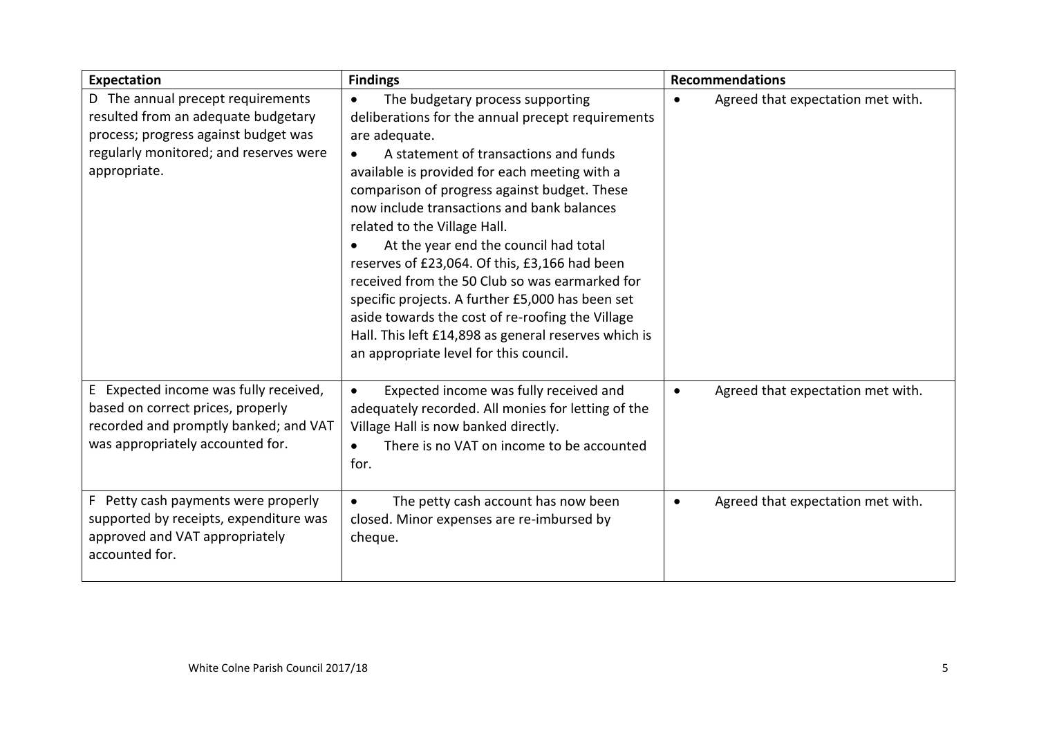| Expectation | Findings | Recommendations |
|---|---|---|
| D The annual precept requirements resulted from an adequate budgetary process; progress against budget was regularly monitored; and reserves were appropriate. | • The budgetary process supporting deliberations for the annual precept requirements are adequate.<br>• A statement of transactions and funds available is provided for each meeting with a comparison of progress against budget. These now include transactions and bank balances related to the Village Hall.<br>• At the year end the council had total reserves of £23,064. Of this, £3,166 had been received from the 50 Club so was earmarked for specific projects. A further £5,000 has been set aside towards the cost of re-roofing the Village Hall. This left £14,898 as general reserves which is an appropriate level for this council. | • Agreed that expectation met with. |
| E Expected income was fully received, based on correct prices, properly recorded and promptly banked; and VAT was appropriately accounted for. | • Expected income was fully received and adequately recorded. All monies for letting of the Village Hall is now banked directly.<br>• There is no VAT on income to be accounted for. | • Agreed that expectation met with. |
| F Petty cash payments were properly supported by receipts, expenditure was approved and VAT appropriately accounted for. | • The petty cash account has now been closed. Minor expenses are re-imbursed by cheque. | • Agreed that expectation met with. |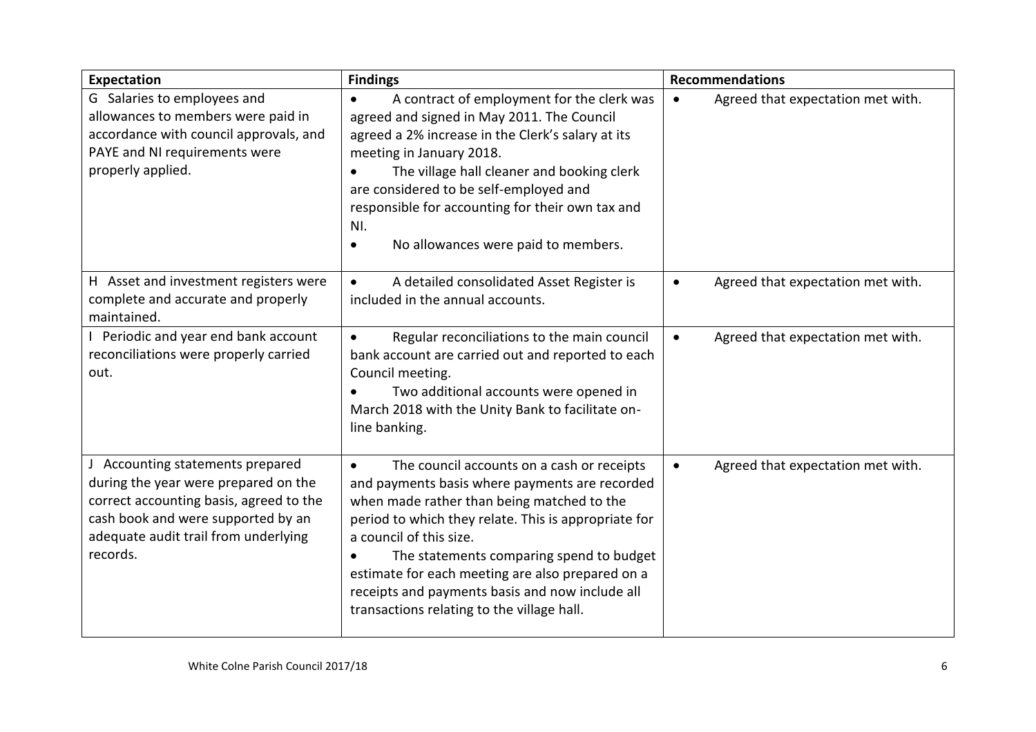| Expectation | Findings | Recommendations |
|---|---|---|
| G Salaries to employees and allowances to members were paid in accordance with council approvals, and PAYE and NI requirements were properly applied. | • A contract of employment for the clerk was agreed and signed in May 2011. The Council agreed a 2% increase in the Clerk's salary at its meeting in January 2018.<br>• The village hall cleaner and booking clerk are considered to be self-employed and responsible for accounting for their own tax and NI.<br>• No allowances were paid to members. | • Agreed that expectation met with. |
| H Asset and investment registers were complete and accurate and properly maintained. | • A detailed consolidated Asset Register is included in the annual accounts. | • Agreed that expectation met with. |
| I Periodic and year end bank account reconciliations were properly carried out. | • Regular reconciliations to the main council bank account are carried out and reported to each Council meeting.<br>• Two additional accounts were opened in March 2018 with the Unity Bank to facilitate on-line banking. | • Agreed that expectation met with. |
| J Accounting statements prepared during the year were prepared on the correct accounting basis, agreed to the cash book and were supported by an adequate audit trail from underlying records. | • The council accounts on a cash or receipts and payments basis where payments are recorded when made rather than being matched to the period to which they relate. This is appropriate for a council of this size.<br>• The statements comparing spend to budget estimate for each meeting are also prepared on a receipts and payments basis and now include all transactions relating to the village hall. | • Agreed that expectation met with. |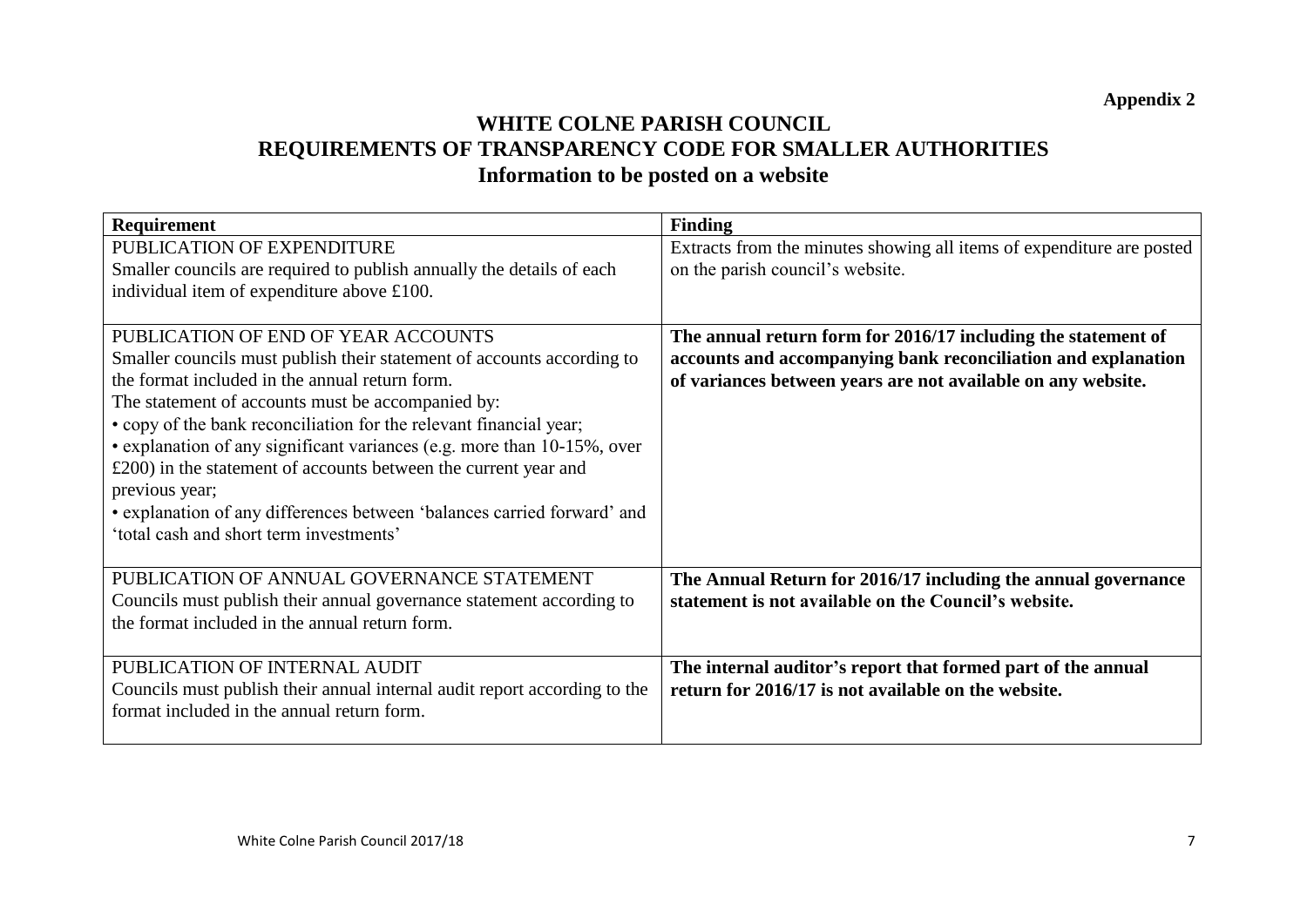**Appendix 2**

# WHITE COLNE PARISH COUNCIL
## REQUIREMENTS OF TRANSPARENCY CODE FOR SMALLER AUTHORITIES
### Information to be posted on a website

| **Requirement** | **Finding** |
|---|---|
| PUBLICATION OF EXPENDITURE<br>Smaller councils are required to publish annually the details of each individual item of expenditure above £100. | Extracts from the minutes showing all items of expenditure are posted on the parish council's website. |
| PUBLICATION OF END OF YEAR ACCOUNTS<br>Smaller councils must publish their statement of accounts according to the format included in the annual return form.<br>The statement of accounts must be accompanied by:<br>• copy of the bank reconciliation for the relevant financial year;<br>• explanation of any significant variances (e.g. more than 10-15%, over £200) in the statement of accounts between the current year and previous year;<br>• explanation of any differences between 'balances carried forward' and 'total cash and short term investments' | **The annual return form for 2016/17 including the statement of accounts and accompanying bank reconciliation and explanation of variances between years are not available on any website.** |
| PUBLICATION OF ANNUAL GOVERNANCE STATEMENT<br>Councils must publish their annual governance statement according to the format included in the annual return form. | **The Annual Return for 2016/17 including the annual governance statement is not available on the Council's website.** |
| PUBLICATION OF INTERNAL AUDIT<br>Councils must publish their annual internal audit report according to the format included in the annual return form. | **The internal auditor's report that formed part of the annual return for 2016/17 is not available on the website.** |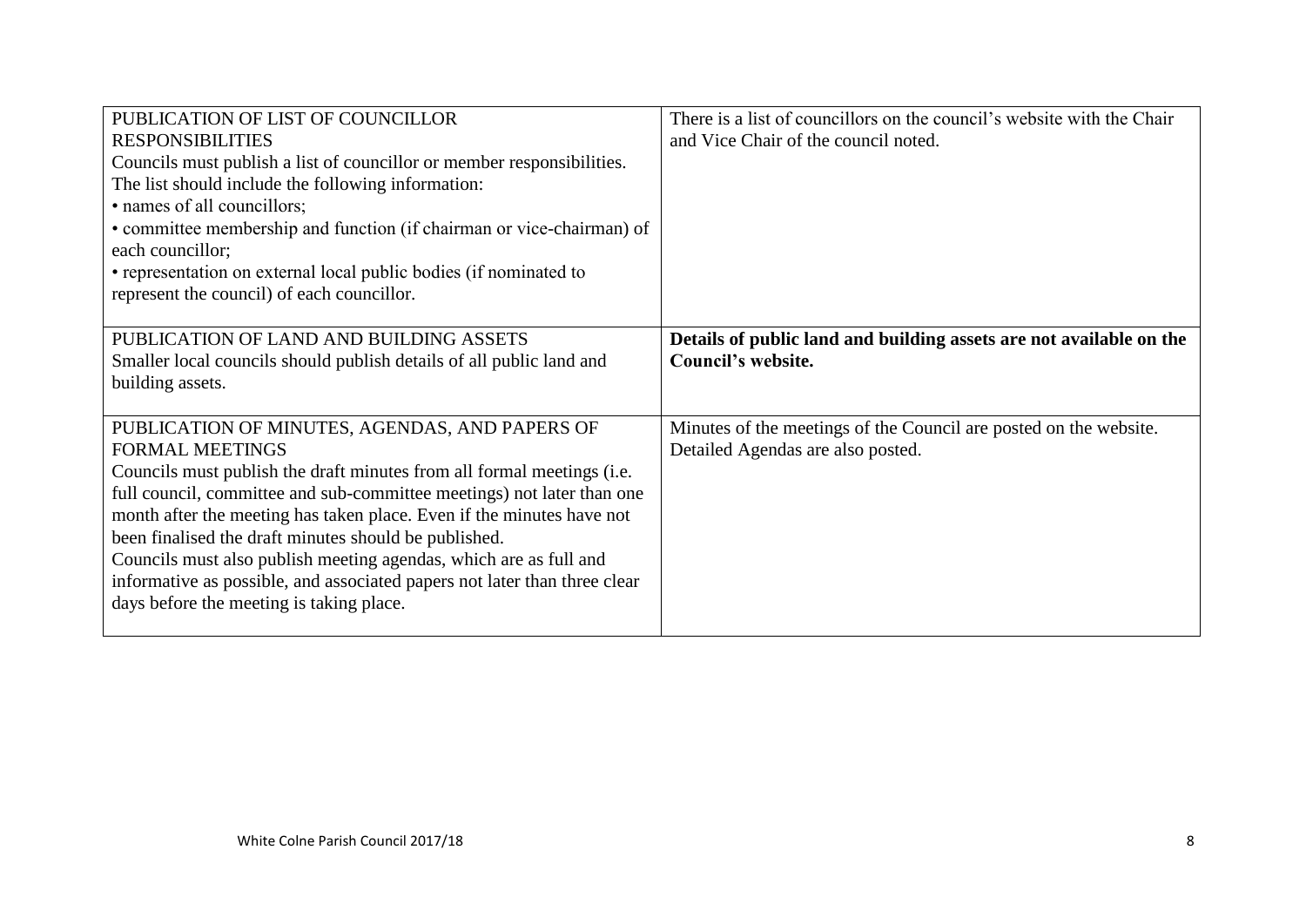| | |
|---|---|
| PUBLICATION OF LIST OF COUNCILLOR RESPONSIBILITIES<br>Councils must publish a list of councillor or member responsibilities. The list should include the following information:<br>• names of all councillors;<br>• committee membership and function (if chairman or vice-chairman) of each councillor;<br>• representation on external local public bodies (if nominated to represent the council) of each councillor. | There is a list of councillors on the council's website with the Chair and Vice Chair of the council noted. |
| PUBLICATION OF LAND AND BUILDING ASSETS<br>Smaller local councils should publish details of all public land and building assets. | **Details of public land and building assets are not available on the Council's website.** |
| PUBLICATION OF MINUTES, AGENDAS, AND PAPERS OF FORMAL MEETINGS<br>Councils must publish the draft minutes from all formal meetings (i.e. full council, committee and sub-committee meetings) not later than one month after the meeting has taken place. Even if the minutes have not been finalised the draft minutes should be published.<br>Councils must also publish meeting agendas, which are as full and informative as possible, and associated papers not later than three clear days before the meeting is taking place. | Minutes of the meetings of the Council are posted on the website. Detailed Agendas are also posted. |